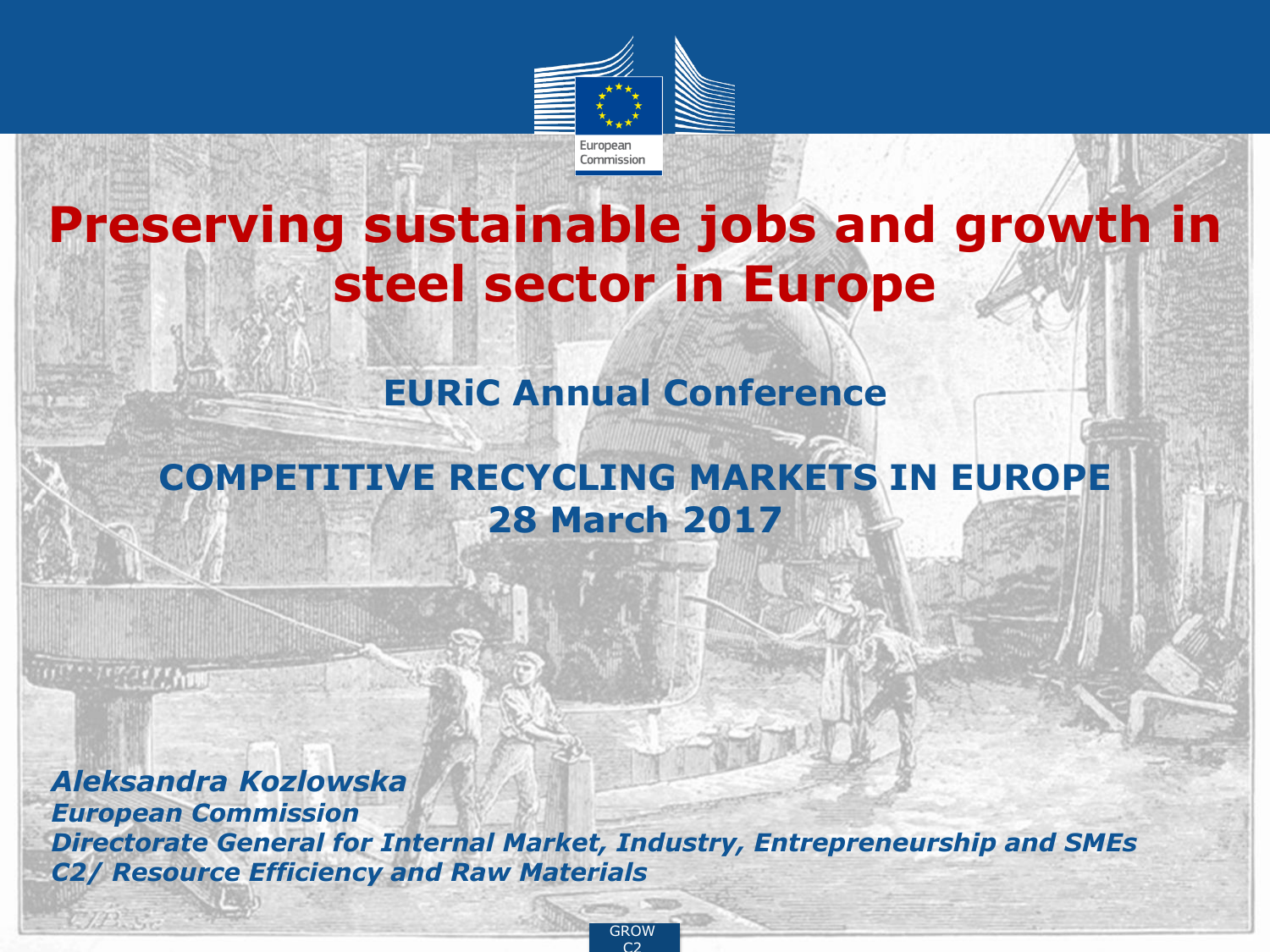# Preserving sustainable jobs and growth in steel sector in Europe

## EURiC Annual Conference

## COMPETITIVE RECYCLING MARKETS IN EUROPE
## 28 March 2017

***Aleksandra Kozlowska***
***European Commission***
***Directorate General for Internal Market, Industry, Entrepreneurship and SMEs***
***C2/ Resource Efficiency and Raw Materials***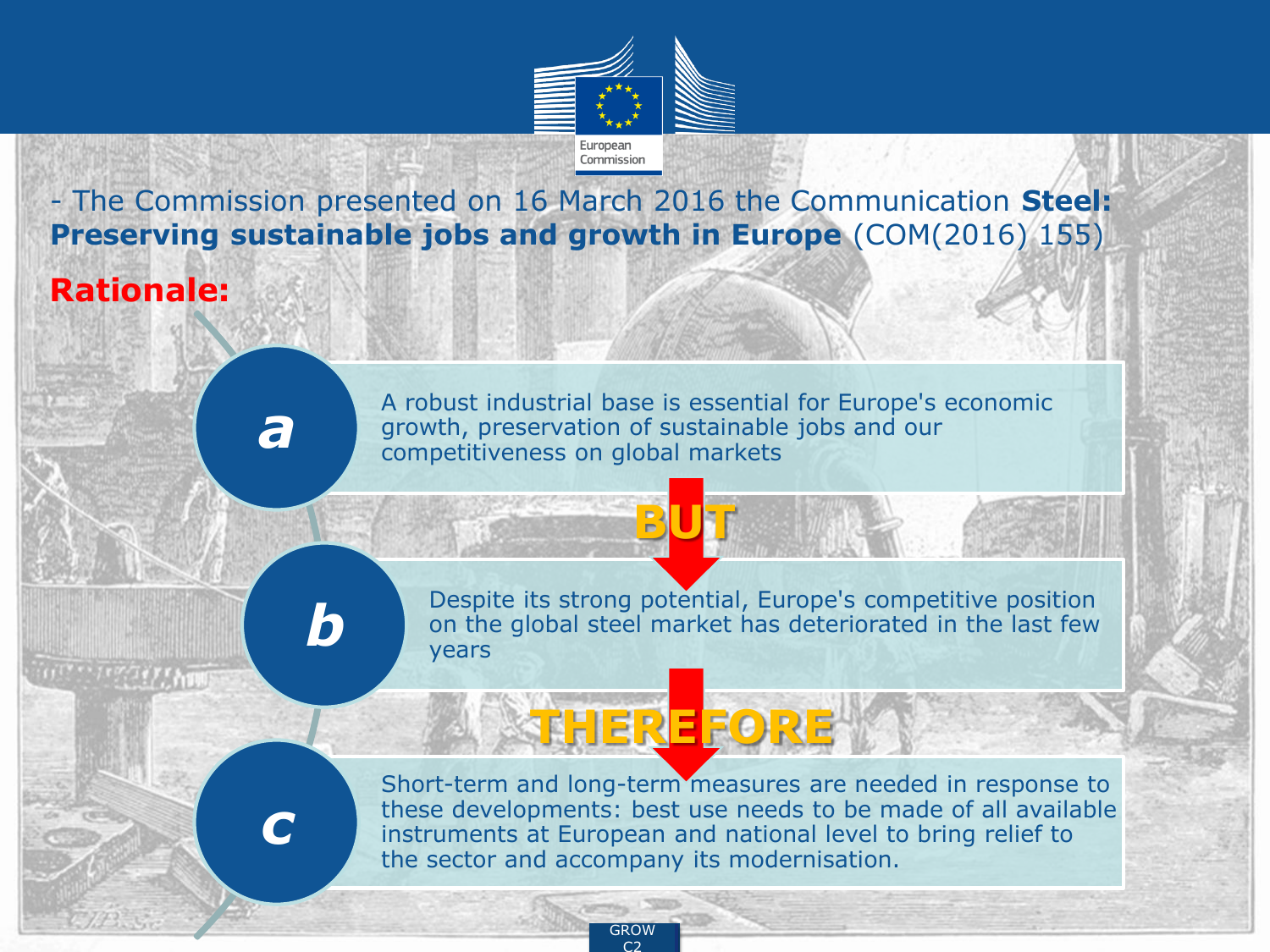- The Commission presented on 16 March 2016 the Communication **Steel: Preserving sustainable jobs and growth in Europe** (COM(2016) 155)

**Rationale:**

**a** — A robust industrial base is essential for Europe's economic growth, preservation of sustainable jobs and our competitiveness on global markets

**BUT**

**b** — Despite its strong potential, Europe's competitive position on the global steel market has deteriorated in the last few years

**THEREFORE**

**c** — Short-term and long-term measures are needed in response to these developments: best use needs to be made of all available instruments at European and national level to bring relief to the sector and accompany its modernisation.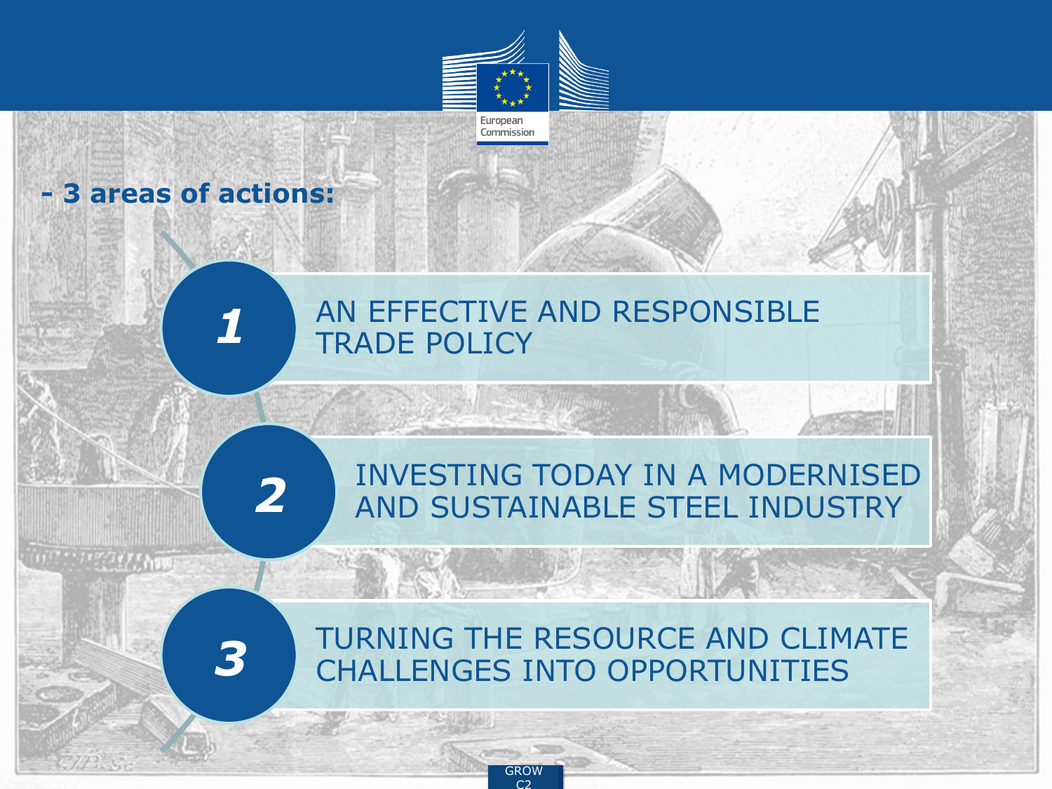**- 3 areas of actions:**

1. AN EFFECTIVE AND RESPONSIBLE TRADE POLICY
2. INVESTING TODAY IN A MODERNISED AND SUSTAINABLE STEEL INDUSTRY
3. TURNING THE RESOURCE AND CLIMATE CHALLENGES INTO OPPORTUNITIES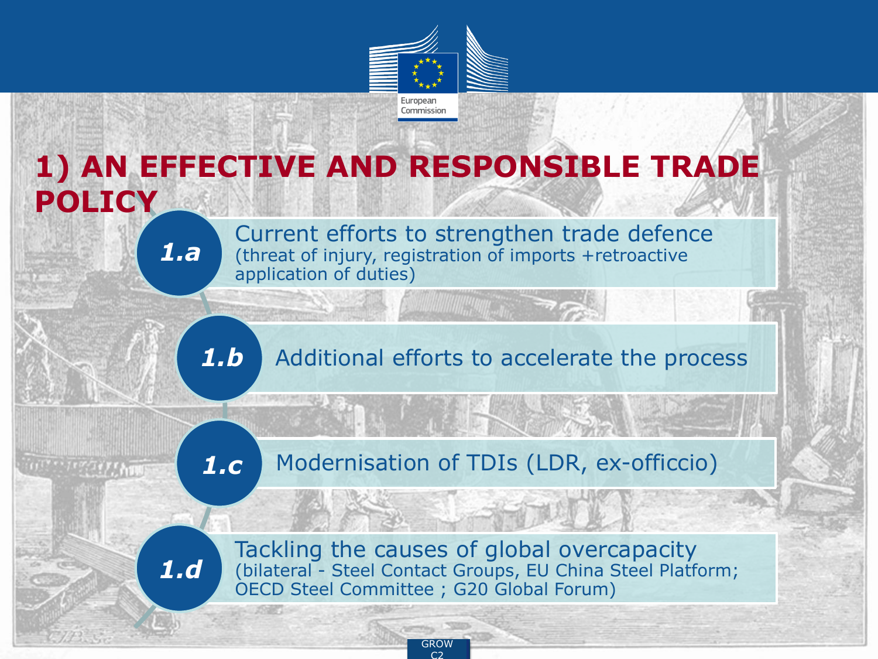# 1) AN EFFECTIVE AND RESPONSIBLE TRADE POLICY

**1.a** Current efforts to strengthen trade defence (threat of injury, registration of imports +retroactive application of duties)

**1.b** Additional efforts to accelerate the process

**1.c** Modernisation of TDIs (LDR, ex-officcio)

**1.d** Tackling the causes of global overcapacity (bilateral - Steel Contact Groups, EU China Steel Platform; OECD Steel Committee ; G20 Global Forum)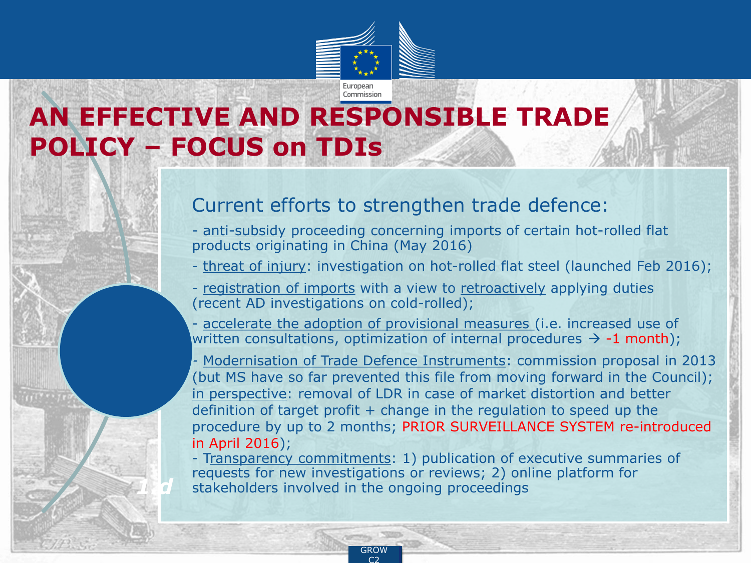# AN EFFECTIVE AND RESPONSIBLE TRADE POLICY – FOCUS on TDIs

## Current efforts to strengthen trade defence:

- anti-subsidy proceeding concerning imports of certain hot-rolled flat products originating in China (May 2016)
- threat of injury: investigation on hot-rolled flat steel (launched Feb 2016);
- registration of imports with a view to retroactively applying duties (recent AD investigations on cold-rolled);
- accelerate the adoption of provisional measures (i.e. increased use of written consultations, optimization of internal procedures → -1 month);
- Modernisation of Trade Defence Instruments: commission proposal in 2013 (but MS have so far prevented this file from moving forward in the Council); in perspective: removal of LDR in case of market distortion and better definition of target profit + change in the regulation to speed up the procedure by up to 2 months; PRIOR SURVEILLANCE SYSTEM re-introduced in April 2016);
- Transparency commitments: 1) publication of executive summaries of requests for new investigations or reviews; 2) online platform for stakeholders involved in the ongoing proceedings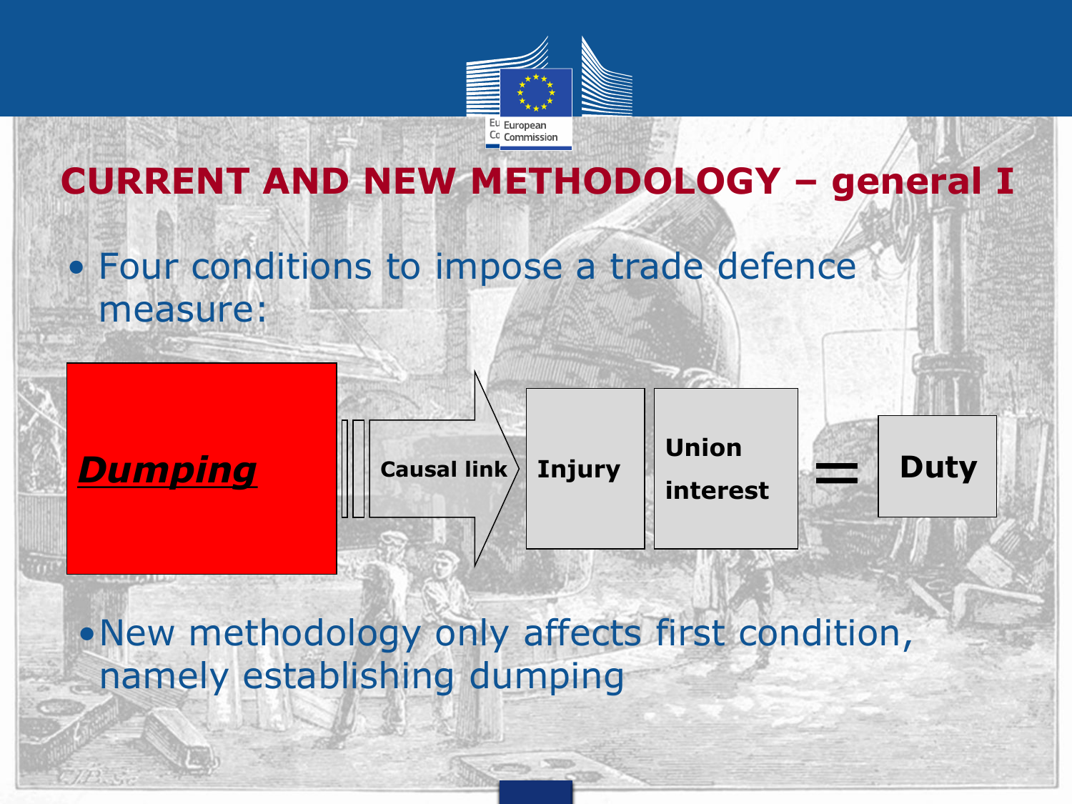# CURRENT AND NEW METHODOLOGY – general I

- Four conditions to impose a trade defence measure:

***Dumping*** → **Causal link** → **Injury** **Union interest** = **Duty**

- New methodology only affects first condition, namely establishing dumping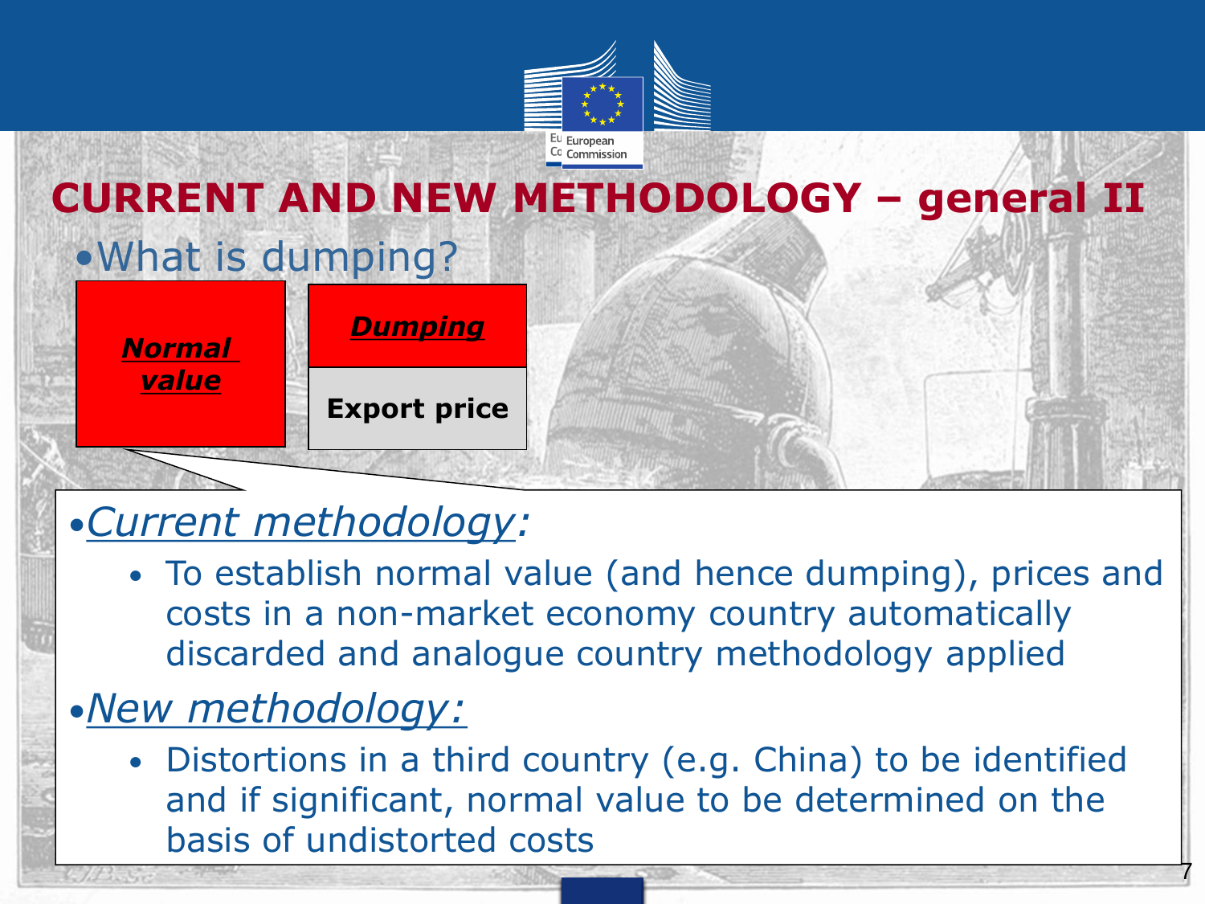# CURRENT AND NEW METHODOLOGY – general II

- What is dumping?

| ***Normal value*** | ***Dumping*** |
|---|---|
| | **Export price** |

- *Current methodology:*
  - To establish normal value (and hence dumping), prices and costs in a non-market economy country automatically discarded and analogue country methodology applied
- *New methodology:*
  - Distortions in a third country (e.g. China) to be identified and if significant, normal value to be determined on the basis of undistorted costs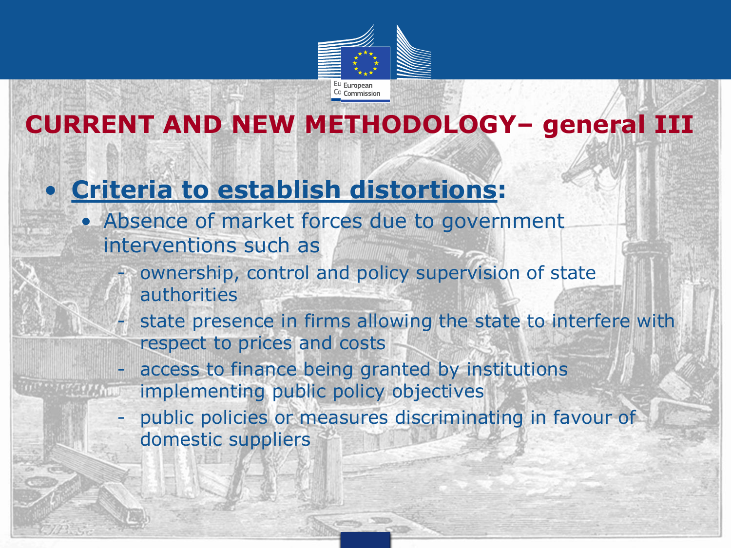# CURRENT AND NEW METHODOLOGY– general III

- **Criteria to establish distortions:**
  - Absence of market forces due to government interventions such as
    - ownership, control and policy supervision of state authorities
    - state presence in firms allowing the state to interfere with respect to prices and costs
    - access to finance being granted by institutions implementing public policy objectives
    - public policies or measures discriminating in favour of domestic suppliers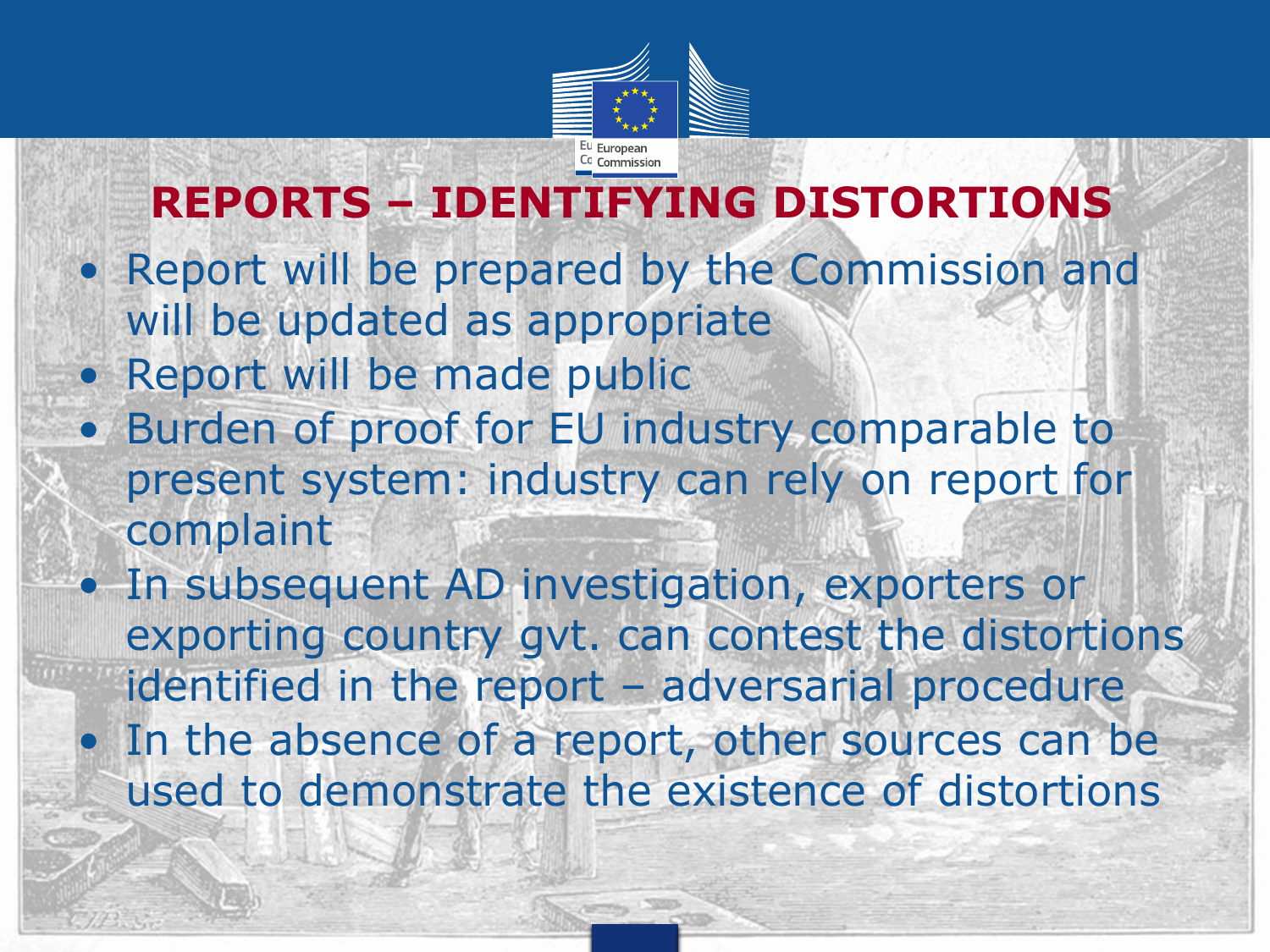## REPORTS – IDENTIFYING DISTORTIONS

- Report will be prepared by the Commission and will be updated as appropriate
- Report will be made public
- Burden of proof for EU industry comparable to present system: industry can rely on report for complaint
- In subsequent AD investigation, exporters or exporting country gvt. can contest the distortions identified in the report – adversarial procedure
- In the absence of a report, other sources can be used to demonstrate the existence of distortions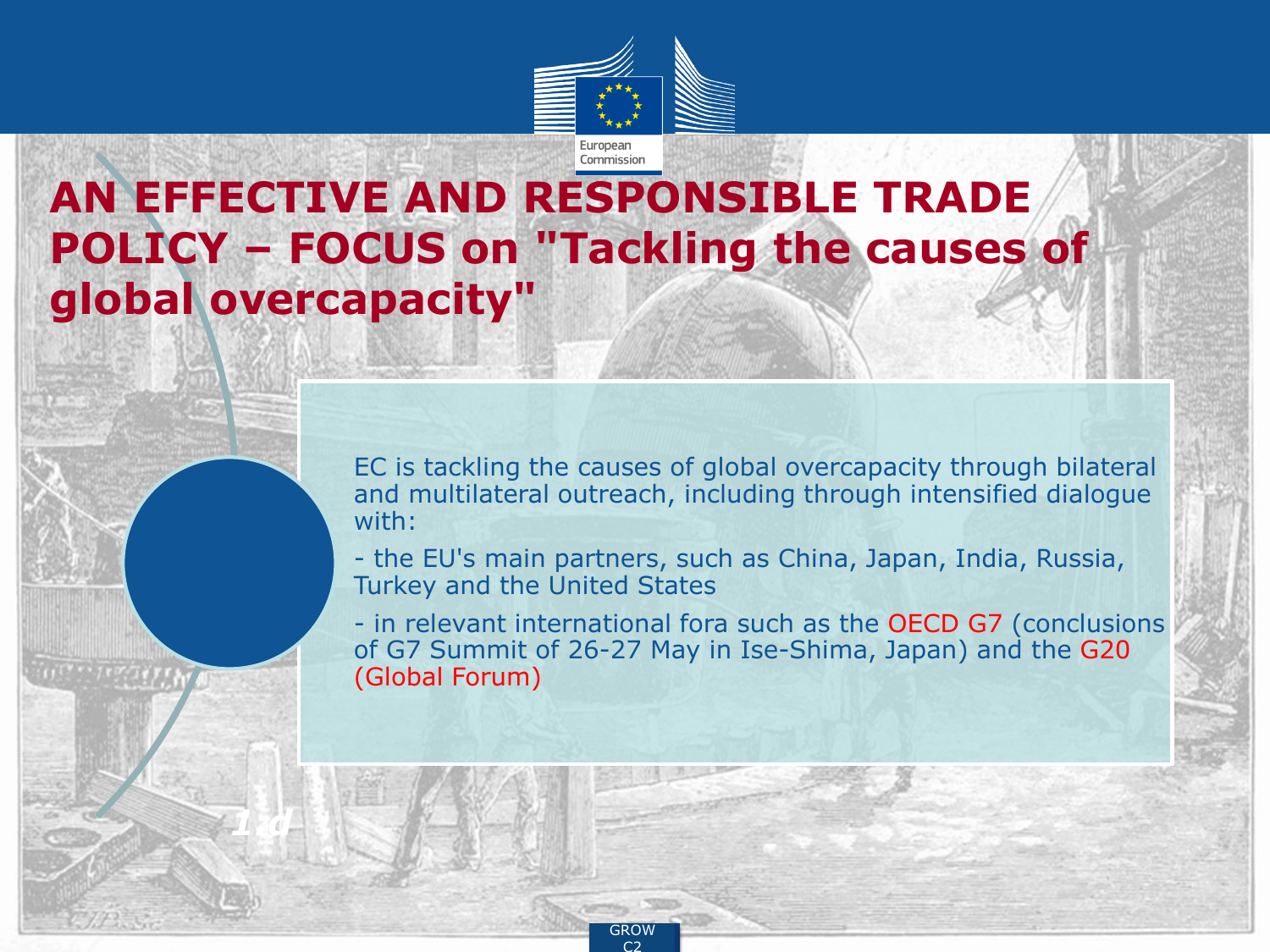# AN EFFECTIVE AND RESPONSIBLE TRADE POLICY – FOCUS on "Tackling the causes of global overcapacity"

EC is tackling the causes of global overcapacity through bilateral and multilateral outreach, including through intensified dialogue with:

- the EU's main partners, such as China, Japan, India, Russia, Turkey and the United States
- in relevant international fora such as the OECD G7 (conclusions of G7 Summit of 26-27 May in Ise-Shima, Japan) and the G20 (Global Forum)

1.d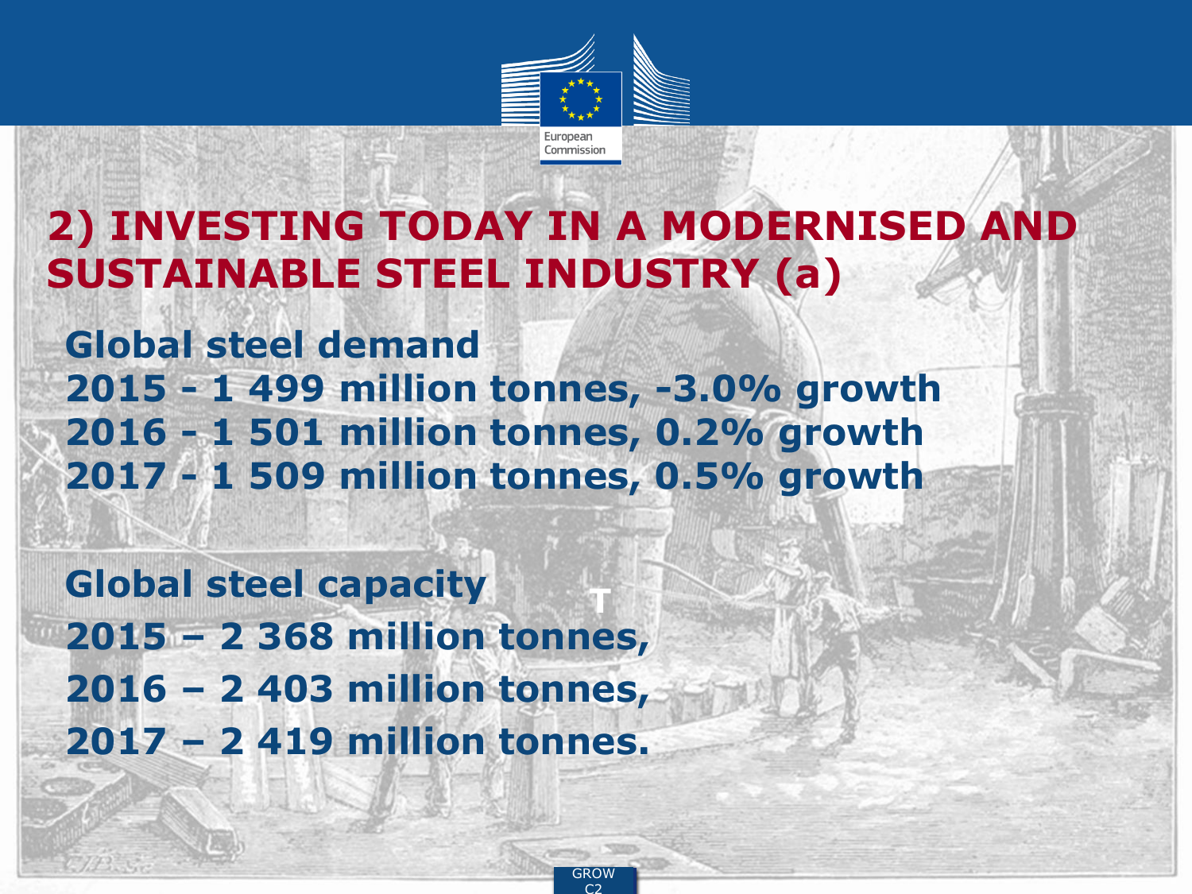# 2) INVESTING TODAY IN A MODERNISED AND SUSTAINABLE STEEL INDUSTRY (a)

**Global steel demand**
**2015 - 1 499 million tonnes, -3.0% growth**
**2016 - 1 501 million tonnes, 0.2% growth**
**2017 - 1 509 million tonnes, 0.5% growth**

**Global steel capacity**
**2015 – 2 368 million tonnes,**
**2016 – 2 403 million tonnes,**
**2017 – 2 419 million tonnes.**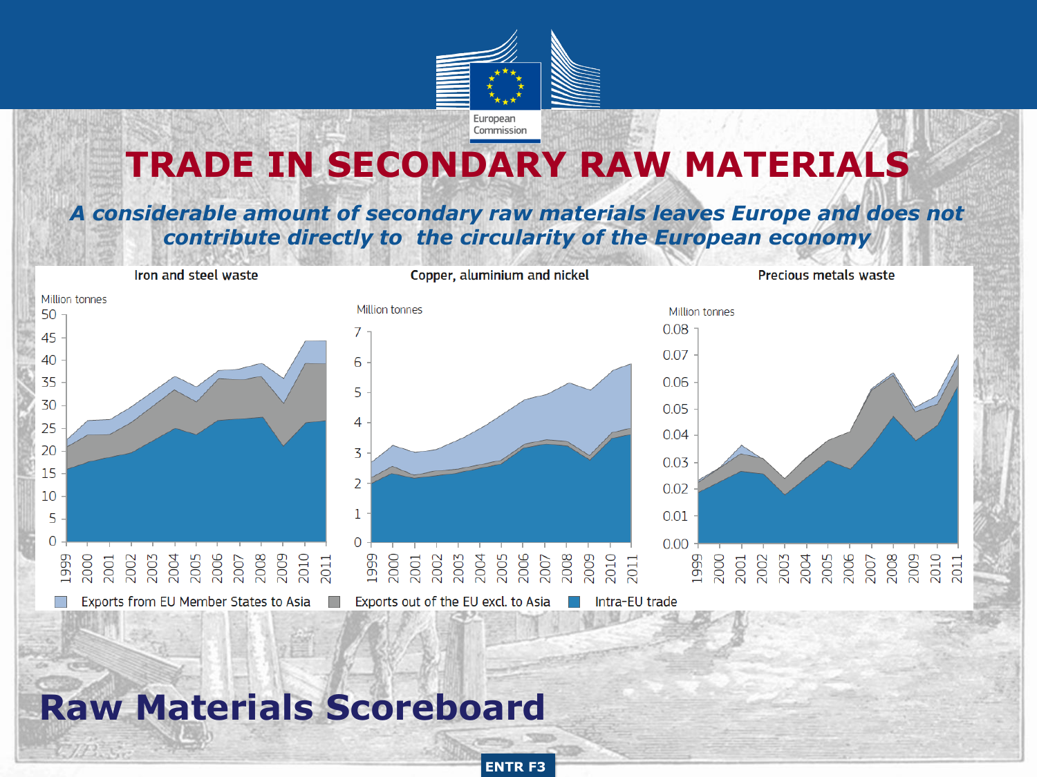# TRADE IN SECONDARY RAW MATERIALS

***A considerable amount of secondary raw materials leaves Europe and does not contribute directly to the circularity of the European economy***

**Iron and steel waste**

Million tonnes

**Copper, aluminium and nickel**

Million tonnes

**Precious metals waste**

Million tonnes

Exports from EU Member States to Asia | Exports out of the EU excl. to Asia | Intra-EU trade

# Raw Materials Scoreboard

ENTR F3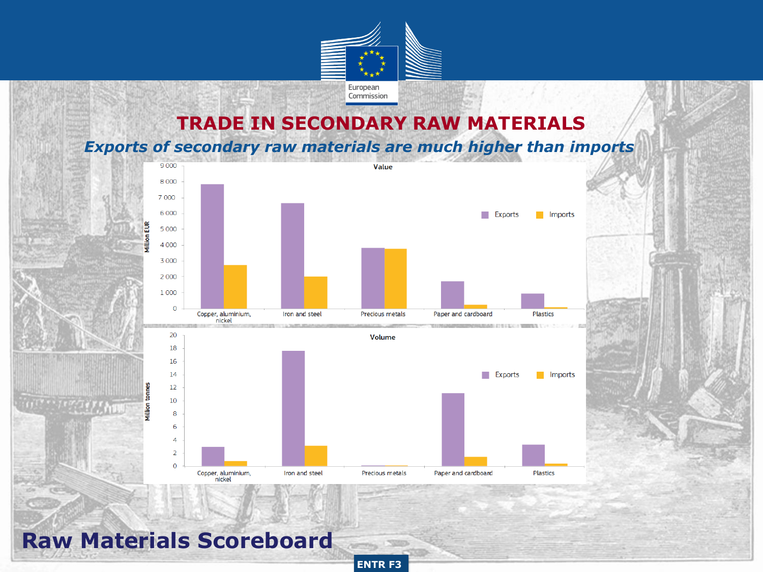# TRADE IN SECONDARY RAW MATERIALS

*Exports of secondary raw materials are much higher than imports*

Value

Million EUR

| | Exports | Imports |
|---|---|---|
| Copper, aluminium, nickel | | |
| Iron and steel | | |
| Precious metals | | |
| Paper and cardboard | | |
| Plastics | | |

Volume

Million tonnes

| | Exports | Imports |
|---|---|---|
| Copper, aluminium, nickel | | |
| Iron and steel | | |
| Precious metals | | |
| Paper and cardboard | | |
| Plastics | | |

**Raw Materials Scoreboard**

ENTR F3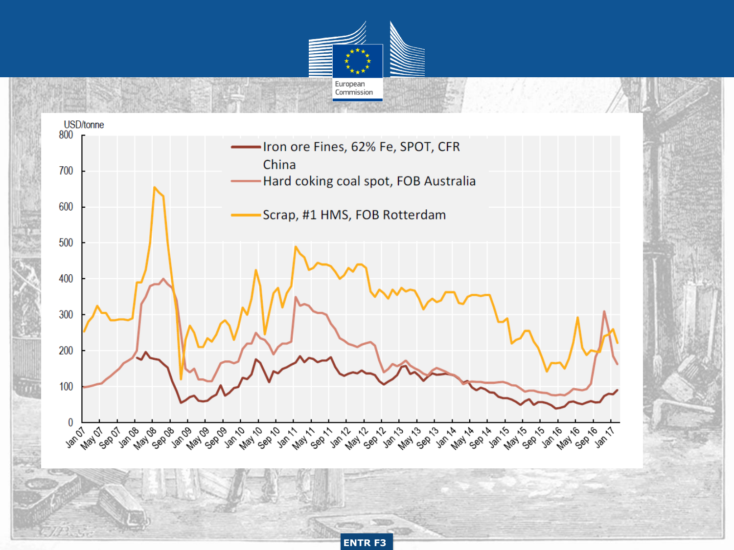USD/tonne

- Iron ore Fines, 62% Fe, SPOT, CFR China
- Hard coking coal spot, FOB Australia
- Scrap, #1 HMS, FOB Rotterdam

ENTR F3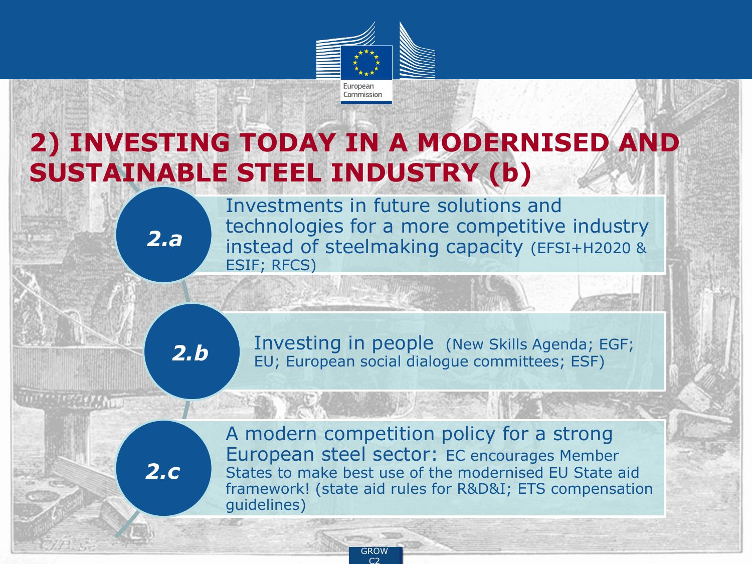# 2) INVESTING TODAY IN A MODERNISED AND SUSTAINABLE STEEL INDUSTRY (b)

**2.a** Investments in future solutions and technologies for a more competitive industry instead of steelmaking capacity (EFSI+H2020 & ESIF; RFCS)

**2.b** Investing in people (New Skills Agenda; EGF; EU; European social dialogue committees; ESF)

**2.c** A modern competition policy for a strong European steel sector: EC encourages Member States to make best use of the modernised EU State aid framework! (state aid rules for R&D&I; ETS compensation guidelines)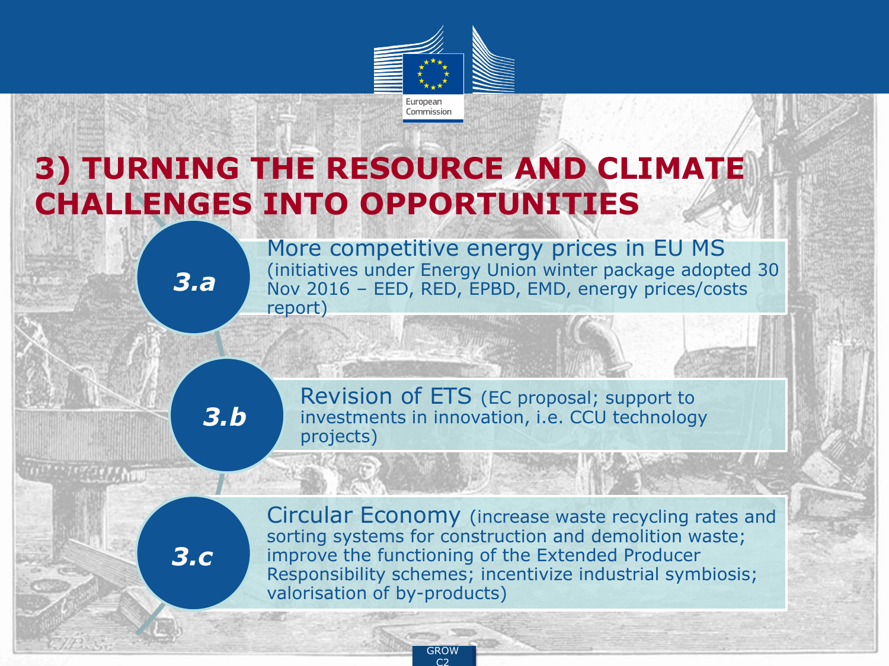# 3) TURNING THE RESOURCE AND CLIMATE CHALLENGES INTO OPPORTUNITIES

**3.a** More competitive energy prices in EU MS (initiatives under Energy Union winter package adopted 30 Nov 2016 – EED, RED, EPBD, EMD, energy prices/costs report)

**3.b** Revision of ETS (EC proposal; support to investments in innovation, i.e. CCU technology projects)

**3.c** Circular Economy (increase waste recycling rates and sorting systems for construction and demolition waste; improve the functioning of the Extended Producer Responsibility schemes; incentivize industrial symbiosis; valorisation of by-products)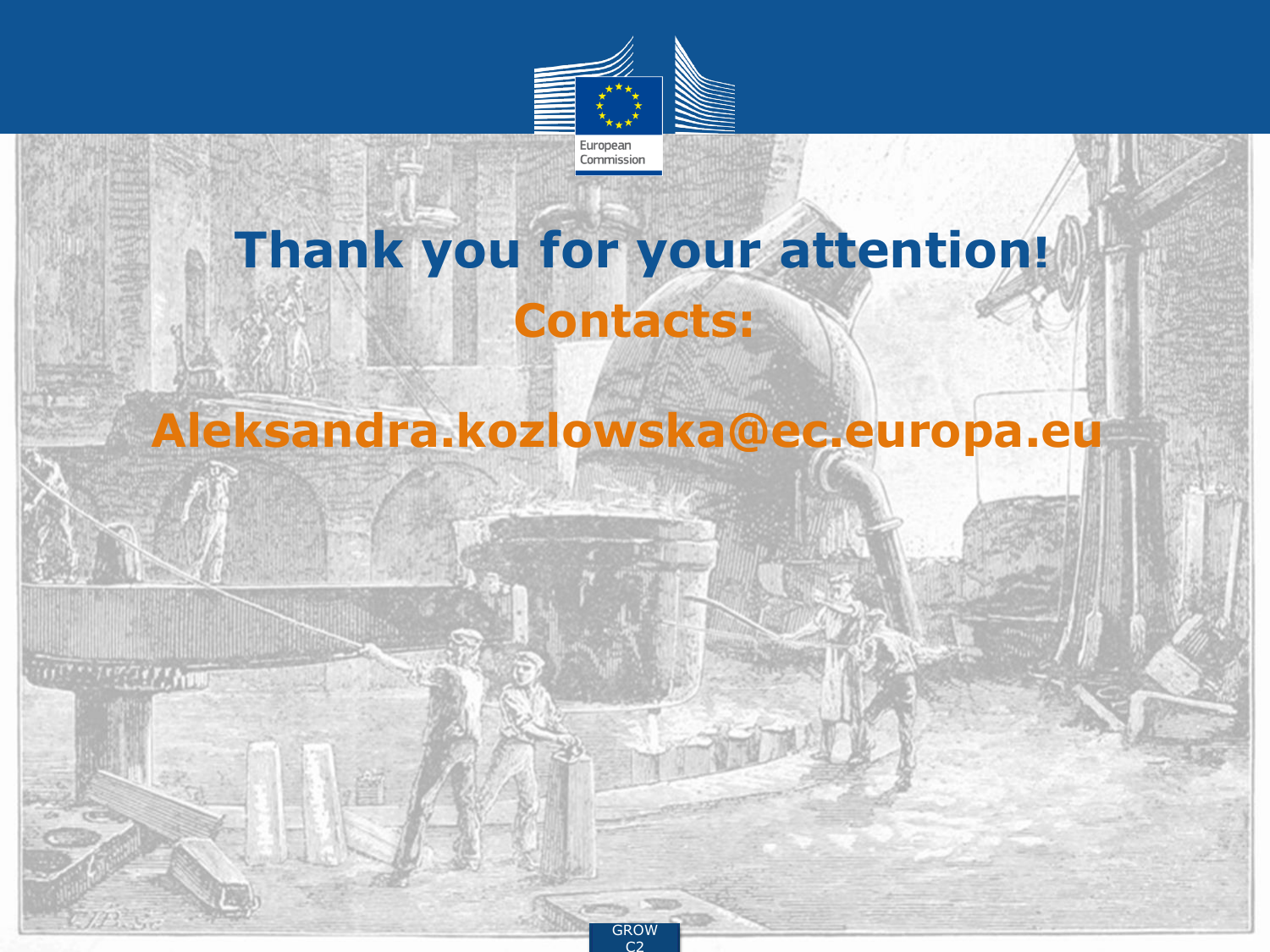# Thank you for your attention!

## Contacts:

**Aleksandra.kozlowska@ec.europa.eu**